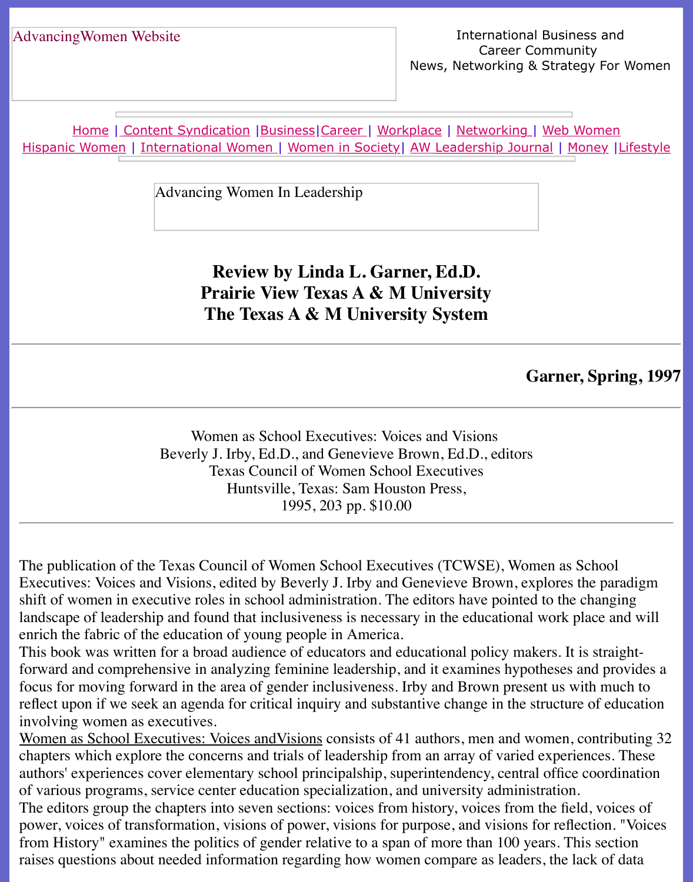AdvancingWomen Website

International Business and Career Community
News, Networking & Strategy For Women

Home | Content Syndication | Business | Career | Workplace | Networking | Web Women
Hispanic Women | International Women | Women in Society | AW Leadership Journal | Money | Lifestyle

Advancing Women In Leadership

## Review by Linda L. Garner, Ed.D.
## Prairie View Texas A & M University
## The Texas A & M University System

---

**Garner, Spring, 1997**

---

Women as School Executives: Voices and Visions
Beverly J. Irby, Ed.D., and Genevieve Brown, Ed.D., editors
Texas Council of Women School Executives
Huntsville, Texas: Sam Houston Press,
1995, 203 pp. $10.00

---

The publication of the Texas Council of Women School Executives (TCWSE), Women as School Executives: Voices and Visions, edited by Beverly J. Irby and Genevieve Brown, explores the paradigm shift of women in executive roles in school administration. The editors have pointed to the changing landscape of leadership and found that inclusiveness is necessary in the educational work place and will enrich the fabric of the education of young people in America.

This book was written for a broad audience of educators and educational policy makers. It is straight-forward and comprehensive in analyzing feminine leadership, and it examines hypotheses and provides a focus for moving forward in the area of gender inclusiveness. Irby and Brown present us with much to reflect upon if we seek an agenda for critical inquiry and substantive change in the structure of education involving women as executives.

Women as School Executives: Voices andVisions consists of 41 authors, men and women, contributing 32 chapters which explore the concerns and trials of leadership from an array of varied experiences. These authors' experiences cover elementary school principalship, superintendency, central office coordination of various programs, service center education specialization, and university administration.

The editors group the chapters into seven sections: voices from history, voices from the field, voices of power, voices of transformation, visions of power, visions for purpose, and visions for reflection. "Voices from History" examines the politics of gender relative to a span of more than 100 years. This section raises questions about needed information regarding how women compare as leaders, the lack of data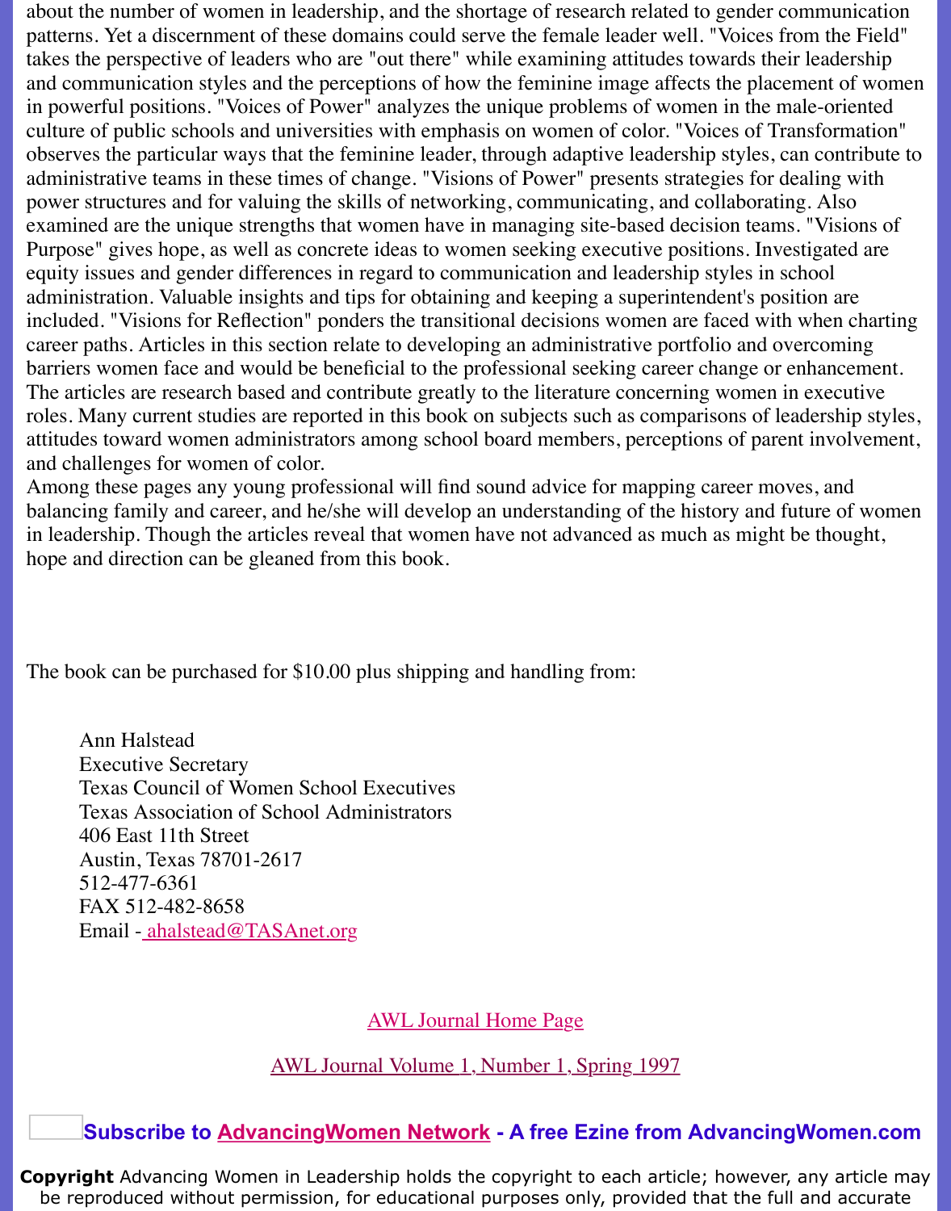about the number of women in leadership, and the shortage of research related to gender communication patterns. Yet a discernment of these domains could serve the female leader well. "Voices from the Field" takes the perspective of leaders who are "out there" while examining attitudes towards their leadership and communication styles and the perceptions of how the feminine image affects the placement of women in powerful positions. "Voices of Power" analyzes the unique problems of women in the male-oriented culture of public schools and universities with emphasis on women of color. "Voices of Transformation" observes the particular ways that the feminine leader, through adaptive leadership styles, can contribute to administrative teams in these times of change. "Visions of Power" presents strategies for dealing with power structures and for valuing the skills of networking, communicating, and collaborating. Also examined are the unique strengths that women have in managing site-based decision teams. "Visions of Purpose" gives hope, as well as concrete ideas to women seeking executive positions. Investigated are equity issues and gender differences in regard to communication and leadership styles in school administration. Valuable insights and tips for obtaining and keeping a superintendent's position are included. "Visions for Reflection" ponders the transitional decisions women are faced with when charting career paths. Articles in this section relate to developing an administrative portfolio and overcoming barriers women face and would be beneficial to the professional seeking career change or enhancement. The articles are research based and contribute greatly to the literature concerning women in executive roles. Many current studies are reported in this book on subjects such as comparisons of leadership styles, attitudes toward women administrators among school board members, perceptions of parent involvement, and challenges for women of color.

Among these pages any young professional will find sound advice for mapping career moves, and balancing family and career, and he/she will develop an understanding of the history and future of women in leadership. Though the articles reveal that women have not advanced as much as might be thought, hope and direction can be gleaned from this book.

The book can be purchased for $10.00 plus shipping and handling from:

Ann Halstead
Executive Secretary
Texas Council of Women School Executives
Texas Association of School Administrators
406 East 11th Street
Austin, Texas 78701-2617
512-477-6361
FAX 512-482-8658
Email - ahalstead@TASAnet.org

AWL Journal Home Page

AWL Journal Volume 1, Number 1, Spring 1997

**Subscribe to AdvancingWomen Network - A free Ezine from AdvancingWomen.com**

**Copyright** Advancing Women in Leadership holds the copyright to each article; however, any article may be reproduced without permission, for educational purposes only, provided that the full and accurate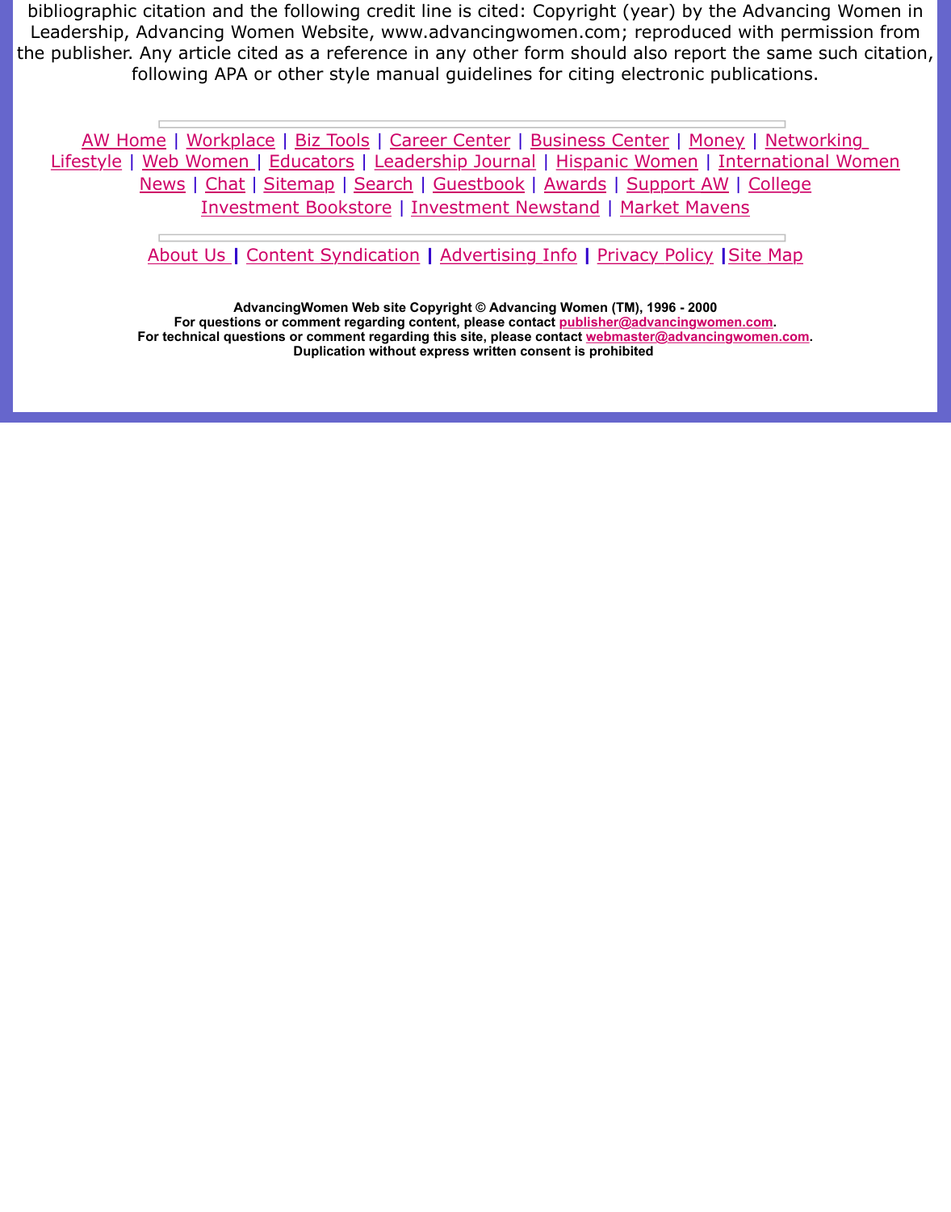bibliographic citation and the following credit line is cited: Copyright (year) by the Advancing Women in Leadership, Advancing Women Website, www.advancingwomen.com; reproduced with permission from the publisher. Any article cited as a reference in any other form should also report the same such citation, following APA or other style manual guidelines for citing electronic publications.

---

AW Home | Workplace | Biz Tools | Career Center | Business Center | Money | Networking Lifestyle | Web Women | Educators | Leadership Journal | Hispanic Women | International Women News | Chat | Sitemap | Search | Guestbook | Awards | Support AW | College Investment Bookstore | Investment Newstand | Market Mavens

---

About Us | Content Syndication | Advertising Info | Privacy Policy | Site Map

**AdvancingWomen Web site Copyright © Advancing Women (TM), 1996 - 2000**
**For questions or comment regarding content, please contact publisher@advancingwomen.com.**
**For technical questions or comment regarding this site, please contact webmaster@advancingwomen.com.**
**Duplication without express written consent is prohibited**